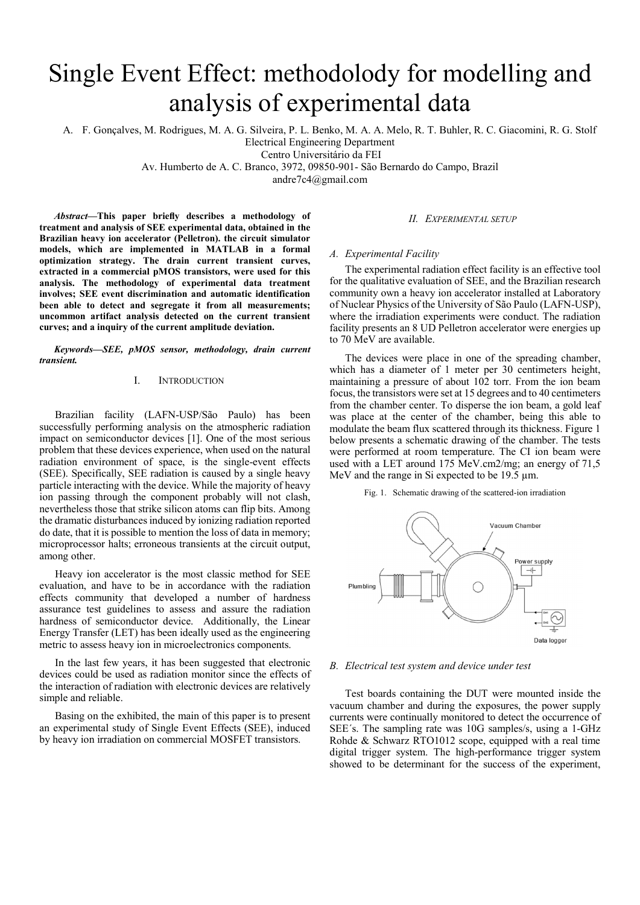# Single Event Effect: methodolody for modelling and analysis of experimental data

A. F. Gonçalves, M. Rodrigues, M. A. G. Silveira, P. L. Benko, M. A. A. Melo, R. T. Buhler, R. C. Giacomini, R. G. Stolf
Electrical Engineering Department
Centro Universitário da FEI
Av. Humberto de A. C. Branco, 3972, 09850-901- São Bernardo do Campo, Brazil
andre7c4@gmail.com

***Abstract*—This paper briefly describes a methodology of treatment and analysis of SEE experimental data, obtained in the Brazilian heavy ion accelerator (Pelletron). the circuit simulator models, which are implemented in MATLAB in a formal optimization strategy. The drain current transient curves, extracted in a commercial pMOS transistors, were used for this analysis. The methodology of experimental data treatment involves; SEE event discrimination and automatic identification been able to detect and segregate it from all measurements; uncommon artifact analysis detected on the current transient curves; and a inquiry of the current amplitude deviation.**

***Keywords—SEE, pMOS sensor, methodology, drain current transient.***

## I. Introduction

Brazilian facility (LAFN-USP/São Paulo) has been successfully performing analysis on the atmospheric radiation impact on semiconductor devices [1]. One of the most serious problem that these devices experience, when used on the natural radiation environment of space, is the single-event effects (SEE). Specifically, SEE radiation is caused by a single heavy particle interacting with the device. While the majority of heavy ion passing through the component probably will not clash, nevertheless those that strike silicon atoms can flip bits. Among the dramatic disturbances induced by ionizing radiation reported do date, that it is possible to mention the loss of data in memory; microprocessor halts; erroneous transients at the circuit output, among other.

Heavy ion accelerator is the most classic method for SEE evaluation, and have to be in accordance with the radiation effects community that developed a number of hardness assurance test guidelines to assess and assure the radiation hardness of semiconductor device. Additionally, the Linear Energy Transfer (LET) has been ideally used as the engineering metric to assess heavy ion in microelectronics components.

In the last few years, it has been suggested that electronic devices could be used as radiation monitor since the effects of the interaction of radiation with electronic devices are relatively simple and reliable.

Basing on the exhibited, the main of this paper is to present an experimental study of Single Event Effects (SEE), induced by heavy ion irradiation on commercial MOSFET transistors.

## II. *Experimental setup*

### *A. Experimental Facility*

The experimental radiation effect facility is an effective tool for the qualitative evaluation of SEE, and the Brazilian research community own a heavy ion accelerator installed at Laboratory of Nuclear Physics of the University of São Paulo (LAFN-USP), where the irradiation experiments were conduct. The radiation facility presents an 8 UD Pelletron accelerator were energies up to 70 MeV are available.

The devices were place in one of the spreading chamber, which has a diameter of 1 meter per 30 centimeters height, maintaining a pressure of about 102 torr. From the ion beam focus, the transistors were set at 15 degrees and to 40 centimeters from the chamber center. To disperse the ion beam, a gold leaf was place at the center of the chamber, being this able to modulate the beam flux scattered through its thickness. Figure 1 below presents a schematic drawing of the chamber. The tests were performed at room temperature. The CI ion beam were used with a LET around 175 MeV.cm2/mg; an energy of 71,5 MeV and the range in Si expected to be 19.5 µm.

Fig. 1. Schematic drawing of the scattered-ion irradiation

### *B. Electrical test system and device under test*

Test boards containing the DUT were mounted inside the vacuum chamber and during the exposures, the power supply currents were continually monitored to detect the occurrence of SEE´s. The sampling rate was 10G samples/s, using a 1-GHz Rohde & Schwarz RTO1012 scope, equipped with a real time digital trigger system. The high-performance trigger system showed to be determinant for the success of the experiment,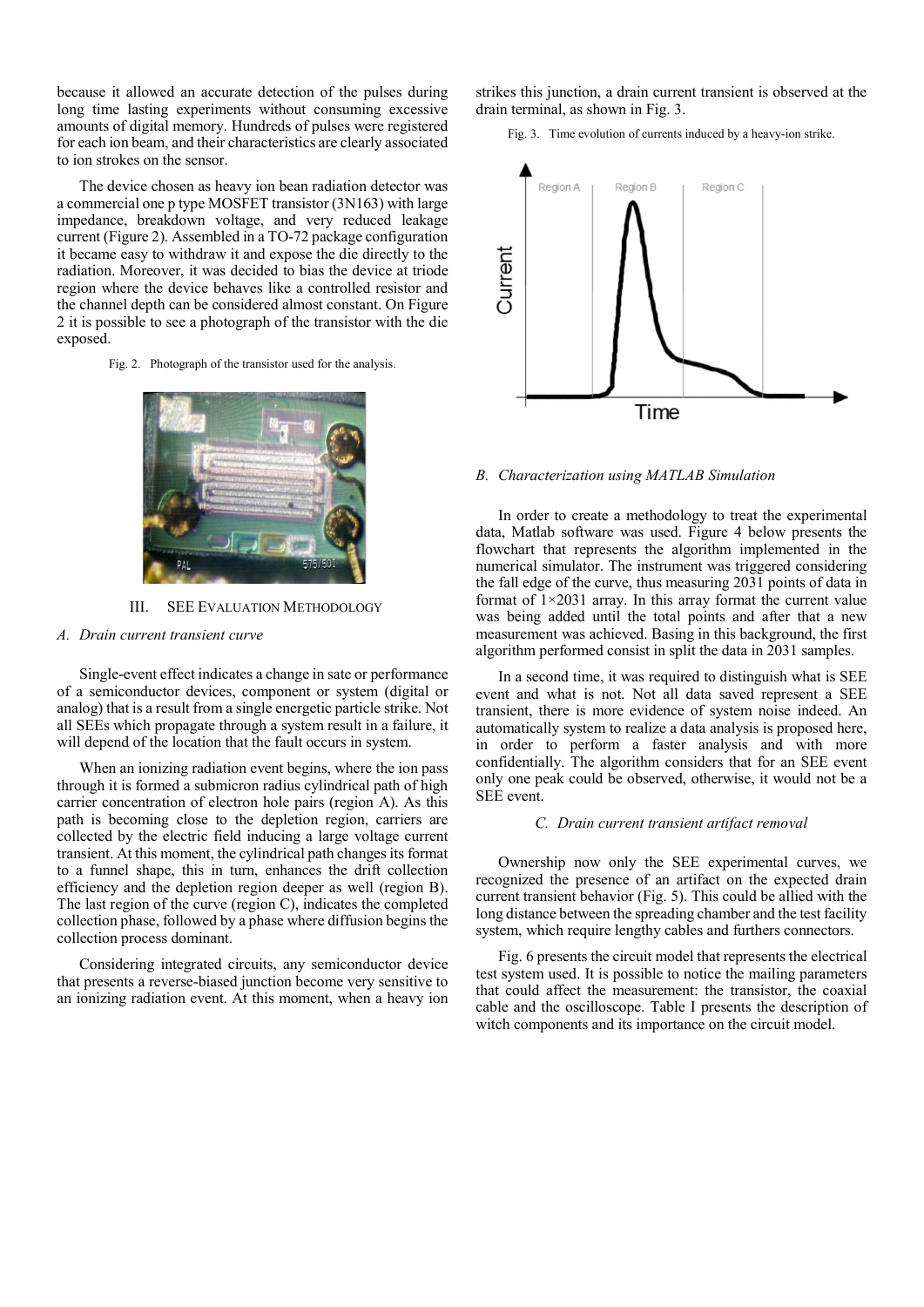because it allowed an accurate detection of the pulses during long time lasting experiments without consuming excessive amounts of digital memory. Hundreds of pulses were registered for each ion beam, and their characteristics are clearly associated to ion strokes on the sensor.

The device chosen as heavy ion bean radiation detector was a commercial one p type MOSFET transistor (3N163) with large impedance, breakdown voltage, and very reduced leakage current (Figure 2). Assembled in a TO-72 package configuration it became easy to withdraw it and expose the die directly to the radiation. Moreover, it was decided to bias the device at triode region where the device behaves like a controlled resistor and the channel depth can be considered almost constant. On Figure 2 it is possible to see a photograph of the transistor with the die exposed.

Fig. 2. Photograph of the transistor used for the analysis.

## III. SEE Evaluation Methodology

### A. Drain current transient curve

Single-event effect indicates a change in sate or performance of a semiconductor devices, component or system (digital or analog) that is a result from a single energetic particle strike. Not all SEEs which propagate through a system result in a failure, it will depend of the location that the fault occurs in system.

When an ionizing radiation event begins, where the ion pass through it is formed a submicron radius cylindrical path of high carrier concentration of electron hole pairs (region A). As this path is becoming close to the depletion region, carriers are collected by the electric field inducing a large voltage current transient. At this moment, the cylindrical path changes its format to a funnel shape, this in turn, enhances the drift collection efficiency and the depletion region deeper as well (region B). The last region of the curve (region C), indicates the completed collection phase, followed by a phase where diffusion begins the collection process dominant.

Considering integrated circuits, any semiconductor device that presents a reverse-biased junction become very sensitive to an ionizing radiation event. At this moment, when a heavy ion strikes this junction, a drain current transient is observed at the drain terminal, as shown in Fig. 3.

Fig. 3. Time evolution of currents induced by a heavy-ion strike.

### B. Characterization using MATLAB Simulation

In order to create a methodology to treat the experimental data, Matlab software was used. Figure 4 below presents the flowchart that represents the algorithm implemented in the numerical simulator. The instrument was triggered considering the fall edge of the curve, thus measuring 2031 points of data in format of 1×2031 array. In this array format the current value was being added until the total points and after that a new measurement was achieved. Basing in this background, the first algorithm performed consist in split the data in 2031 samples.

In a second time, it was required to distinguish what is SEE event and what is not. Not all data saved represent a SEE transient, there is more evidence of system noise indeed. An automatically system to realize a data analysis is proposed here, in order to perform a faster analysis and with more confidentially. The algorithm considers that for an SEE event only one peak could be observed, otherwise, it would not be a SEE event.

### C. Drain current transient artifact removal

Ownership now only the SEE experimental curves, we recognized the presence of an artifact on the expected drain current transient behavior (Fig. 5). This could be allied with the long distance between the spreading chamber and the test facility system, which require lengthy cables and furthers connectors.

Fig. 6 presents the circuit model that represents the electrical test system used. It is possible to notice the mailing parameters that could affect the measurement: the transistor, the coaxial cable and the oscilloscope. Table I presents the description of witch components and its importance on the circuit model.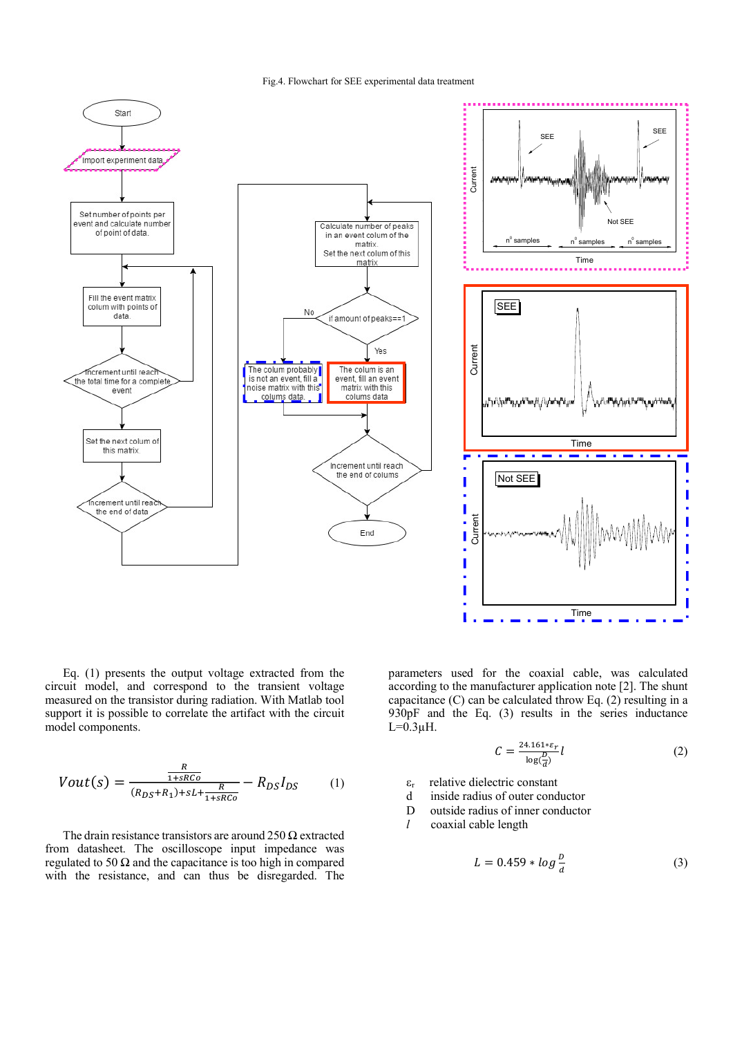Fig.4. Flowchart for SEE experimental data treatment

Eq. (1) presents the output voltage extracted from the circuit model, and correspond to the transient voltage measured on the transistor during radiation. With Matlab tool support it is possible to correlate the artifact with the circuit model components.

$$Vout(s) = \frac{\frac{R}{1+sRCo}}{(R_{DS}+R_1)+sL+\frac{R}{1+sRCo}} - R_{DS}I_{DS} \qquad (1)$$

The drain resistance transistors are around 250 Ω extracted from datasheet. The oscilloscope input impedance was regulated to 50 Ω and the capacitance is too high in compared with the resistance, and can thus be disregarded. The parameters used for the coaxial cable, was calculated according to the manufacturer application note [2]. The shunt capacitance (C) can be calculated throw Eq. (2) resulting in a 930pF and the Eq. (3) results in the series inductance L=0.3μH.

$$C = \frac{24.161 * \varepsilon_r}{\log(\frac{D}{d})} l \qquad (2)$$

$\varepsilon_r$ relative dielectric constant
d inside radius of outer conductor
D outside radius of inner conductor
$l$ coaxial cable length

$$L = 0.459 * \log\frac{D}{d} \qquad (3)$$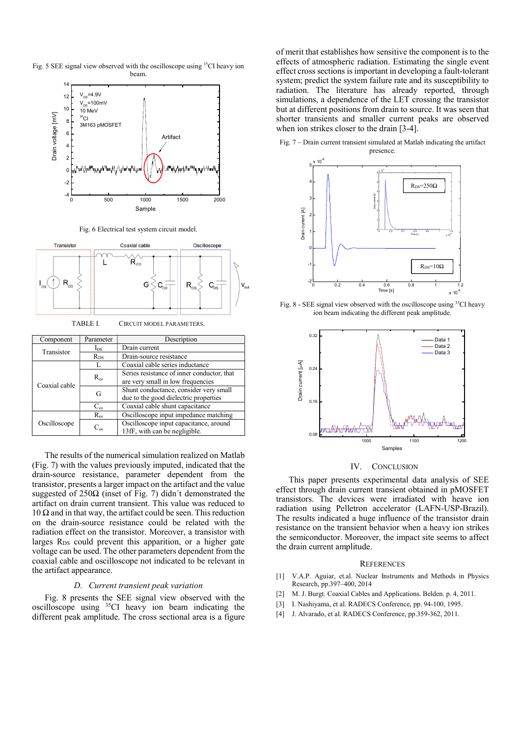Fig. 5 SEE signal view observed with the oscilloscope using [35]Cl heavy ion beam.

$V_{GS}$=4.9V
$V_{DS}$=100mV
10 MeV
[35]Cl
3M163 pMOSFET
Artifact
Drain voltage [mV]
Sample

Fig. 6 Electrical test system circuit model.

Transistor
Coaxial cable
Oscilloscope

TABLE I. CIRCUIT MODEL PARAMETERS.

| Component | Parameter | Description |
|---|---|---|
| Transistor | $I_{DS}$ | Drain current |
| | $R_{DS}$ | Drain-source resistance |
| Coaxial cable | L | Coaxial cable series inductance |
| | $R_{co}$ | Series resistance of inner conductor, that are very small in low frequencies |
| | G | Shunt conductance, consider very small due to the good dielectric properties |
| | $C_{co}$ | Coaxial cable shunt capacitance |
| Oscilloscope | $R_{os}$ | Oscilloscope input impedance matching |
| | $C_{os}$ | Oscilloscope input capacitance, around 13fF, with can be negligible. |

The results of the numerical simulation realized on Matlab (Fig. 7) with the values previously imputed, indicated that the drain-source resistance, parameter dependent from the transistor, presents a larger impact on the artifact and the value suggested of 250Ω (inset of Fig. 7) didn´t demonstrated the artifact on drain current transient. This value was reduced to 10 Ω and in that way, the artifact could be seen. This reduction on the drain-source resistance could be related with the radiation effect on the transistor. Moreover, a transistor with larges $R_{DS}$ could prevent this apparition, or a higher gate voltage can be used. The other parameters dependent from the coaxial cable and oscilloscope not indicated to be relevant in the artifact appearance.

### D. *Current transient peak variation*

Fig. 8 presents the SEE signal view observed with the oscilloscope using [35]Cl heavy ion beam indicating the different peak amplitude. The cross sectional area is a figure of merit that establishes how sensitive the component is to the effects of atmospheric radiation. Estimating the single event effect cross sections is important in developing a fault-tolerant system; predict the system failure rate and its susceptibility to radiation. The literature has already reported, through simulations, a dependence of the LET crossing the transistor but at different positions from drain to source. It was seen that shorter transients and smaller current peaks are observed when ion strikes closer to the drain [3-4].

Fig. 7 – Drain current transient simulated at Matlab indicating the artifact presence.

$R_{DS}$=250Ω
$R_{DS}$=10Ω
Drain current [A]
Time [s]

Fig. 8 - SEE signal view observed with the oscilloscope using [35]Cl heavy ion beam indicating the different peak amplitude.

Data 1
Data 2
Data 3
Drain current [μA]
Samples

## IV. Conclusion

This paper presents experimental data analysis of SEE effect through drain current transient obtained in pMOSFET transistors. The devices were irradiated with heave ion radiation using Pelletron accelerator (LAFN-USP-Brazil). The results indicated a huge influence of the transistor drain resistance on the transient behavior when a heavy ion strikes the semiconductor. Moreover, the impact site seems to affect the drain current amplitude.

## References

[1] V.A.P. Aguiar, et.al. Nuclear Instruments and Methods in Physics Research, pp.397–400, 2014

[2] M. J. Burgt. Coaxial Cables and Applications. Belden. p. 4, 2011.

[3] I. Nashiyama, et al. RADECS Conference, pp. 94-100, 1995.

[4] J. Alvarado, et al. RADECS Conference, pp.359-362, 2011.